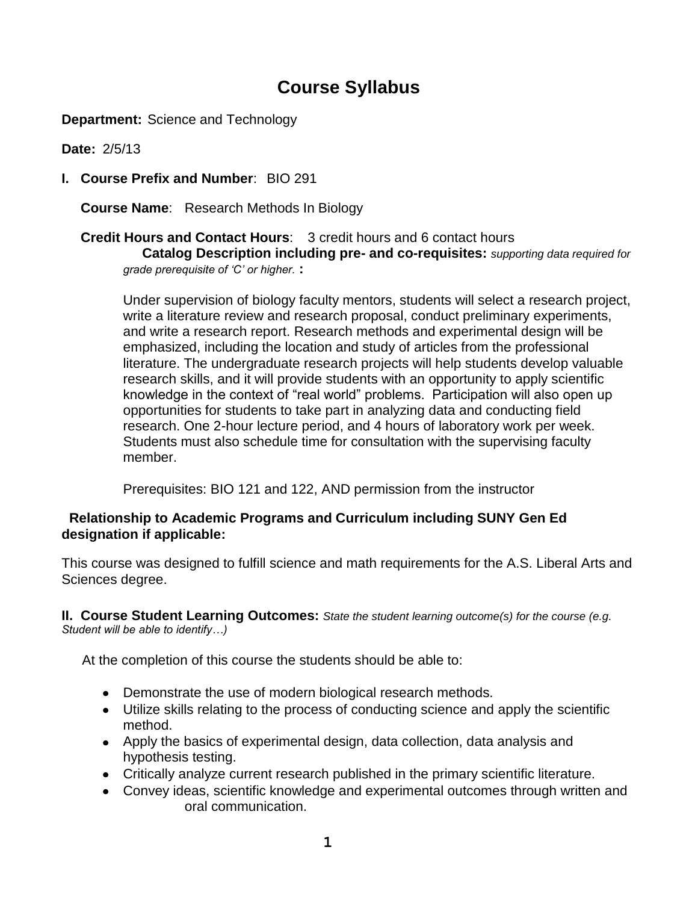# Course Syllabus

**Department:** Science and Technology

**Date:** 2/5/13

**I. Course Prefix and Number**: BIO 291

**Course Name**: Research Methods In Biology

**Credit Hours and Contact Hours**: 3 credit hours and 6 contact hours

**Catalog Description including pre- and co-requisites:** *supporting data required for grade prerequisite of 'C' or higher.* **:**

Under supervision of biology faculty mentors, students will select a research project, write a literature review and research proposal, conduct preliminary experiments, and write a research report. Research methods and experimental design will be emphasized, including the location and study of articles from the professional literature. The undergraduate research projects will help students develop valuable research skills, and it will provide students with an opportunity to apply scientific knowledge in the context of "real world" problems. Participation will also open up opportunities for students to take part in analyzing data and conducting field research. One 2-hour lecture period, and 4 hours of laboratory work per week. Students must also schedule time for consultation with the supervising faculty member.

Prerequisites: BIO 121 and 122, AND permission from the instructor

**Relationship to Academic Programs and Curriculum including SUNY Gen Ed designation if applicable:**

This course was designed to fulfill science and math requirements for the A.S. Liberal Arts and Sciences degree.

**II. Course Student Learning Outcomes:** *State the student learning outcome(s) for the course (e.g. Student will be able to identify…)*

At the completion of this course the students should be able to:

- Demonstrate the use of modern biological research methods.
- Utilize skills relating to the process of conducting science and apply the scientific method.
- Apply the basics of experimental design, data collection, data analysis and hypothesis testing.
- Critically analyze current research published in the primary scientific literature.
- Convey ideas, scientific knowledge and experimental outcomes through written and oral communication.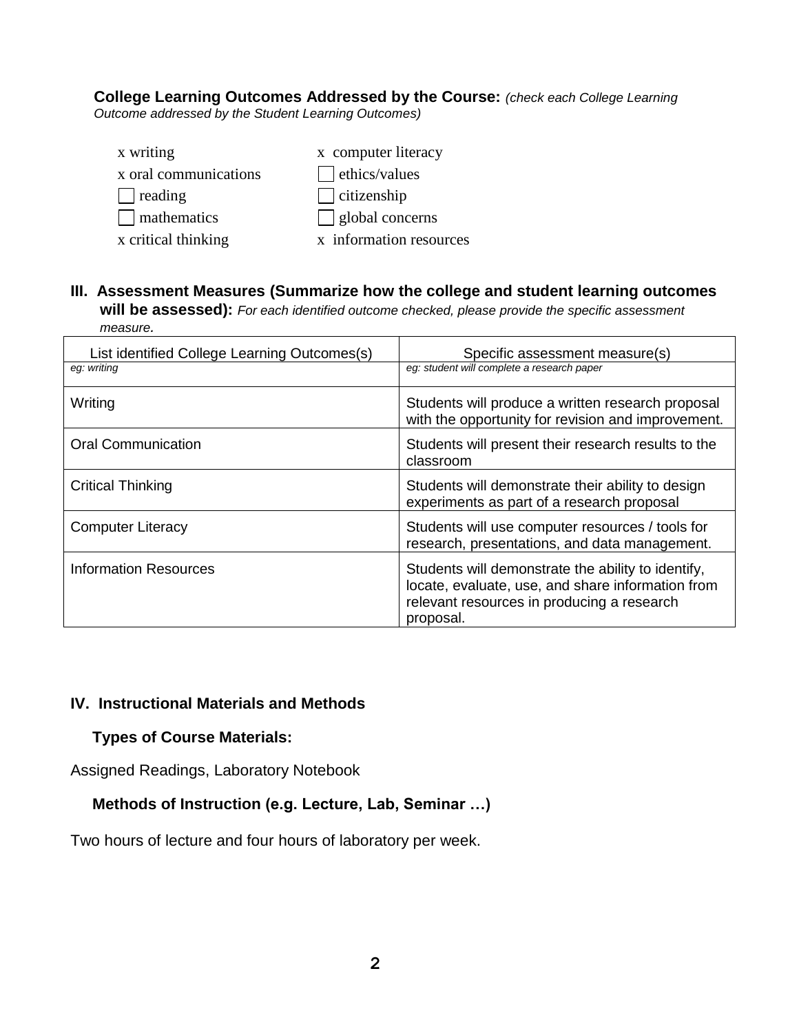**College Learning Outcomes Addressed by the Course:** *(check each College Learning Outcome addressed by the Student Learning Outcomes)*

- x writing
- x oral communications
- ☐ reading
- ☐ mathematics
- x critical thinking
- x computer literacy
- ☐ ethics/values
- ☐ citizenship
- ☐ global concerns
- x information resources

## III. Assessment Measures (Summarize how the college and student learning outcomes will be assessed):

*For each identified outcome checked, please provide the specific assessment measure.*

| List identified College Learning Outcomes(s) | Specific assessment measure(s) |
|---|---|
| *eg: writing* | *eg: student will complete a research paper* |
| Writing | Students will produce a written research proposal with the opportunity for revision and improvement. |
| Oral Communication | Students will present their research results to the classroom |
| Critical Thinking | Students will demonstrate their ability to design experiments as part of a research proposal |
| Computer Literacy | Students will use computer resources / tools for research, presentations, and data management. |
| Information Resources | Students will demonstrate the ability to identify, locate, evaluate, use, and share information from relevant resources in producing a research proposal. |

## IV. Instructional Materials and Methods

### Types of Course Materials:

Assigned Readings, Laboratory Notebook

### Methods of Instruction (e.g. Lecture, Lab, Seminar …)

Two hours of lecture and four hours of laboratory per week.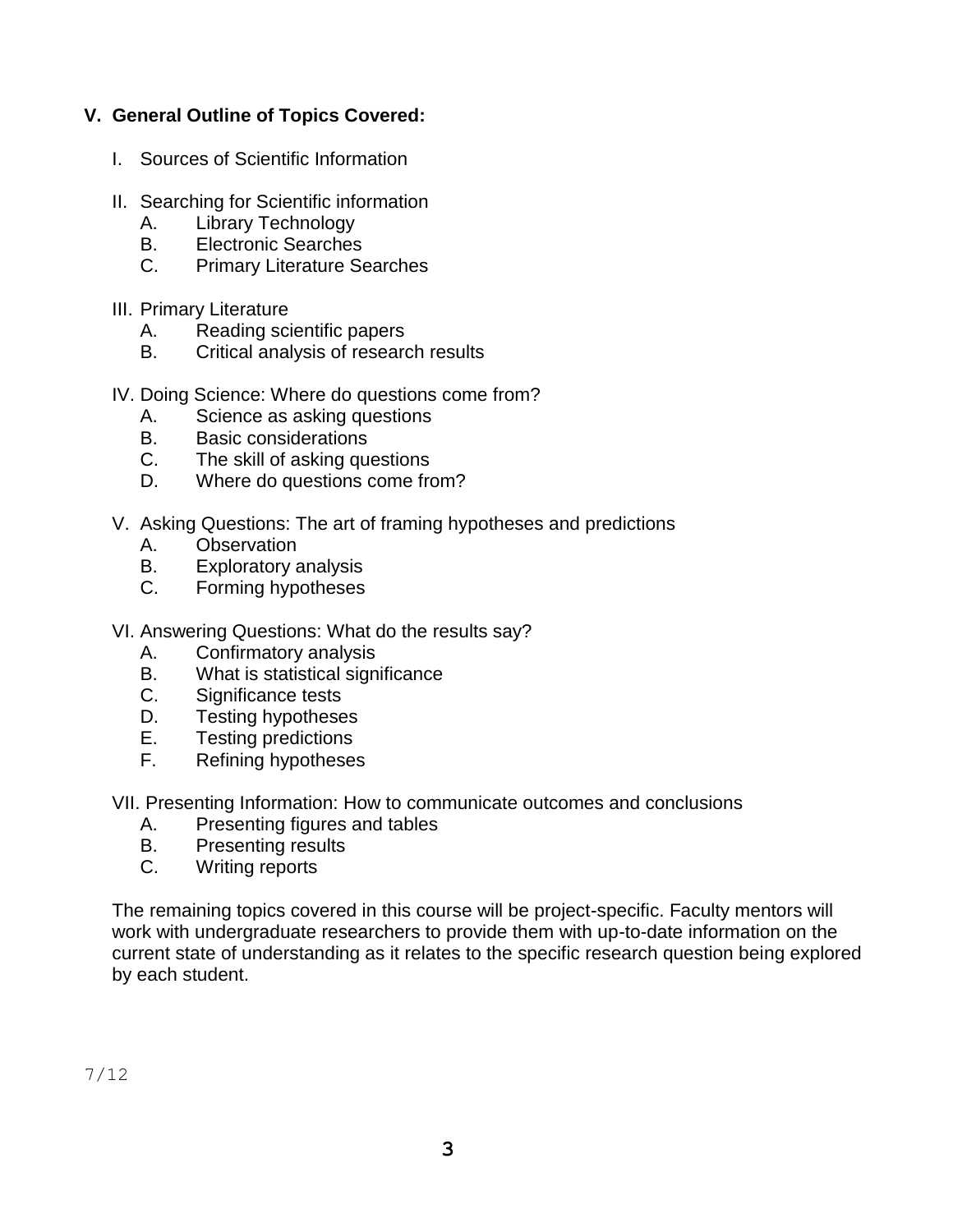## V. General Outline of Topics Covered:

I. Sources of Scientific Information

II. Searching for Scientific information
   A. Library Technology
   B. Electronic Searches
   C. Primary Literature Searches

III. Primary Literature
   A. Reading scientific papers
   B. Critical analysis of research results

IV. Doing Science: Where do questions come from?
   A. Science as asking questions
   B. Basic considerations
   C. The skill of asking questions
   D. Where do questions come from?

V. Asking Questions: The art of framing hypotheses and predictions
   A. Observation
   B. Exploratory analysis
   C. Forming hypotheses

VI. Answering Questions: What do the results say?
   A. Confirmatory analysis
   B. What is statistical significance
   C. Significance tests
   D. Testing hypotheses
   E. Testing predictions
   F. Refining hypotheses

VII. Presenting Information: How to communicate outcomes and conclusions
   A. Presenting figures and tables
   B. Presenting results
   C. Writing reports

The remaining topics covered in this course will be project-specific. Faculty mentors will work with undergraduate researchers to provide them with up-to-date information on the current state of understanding as it relates to the specific research question being explored by each student.

7/12